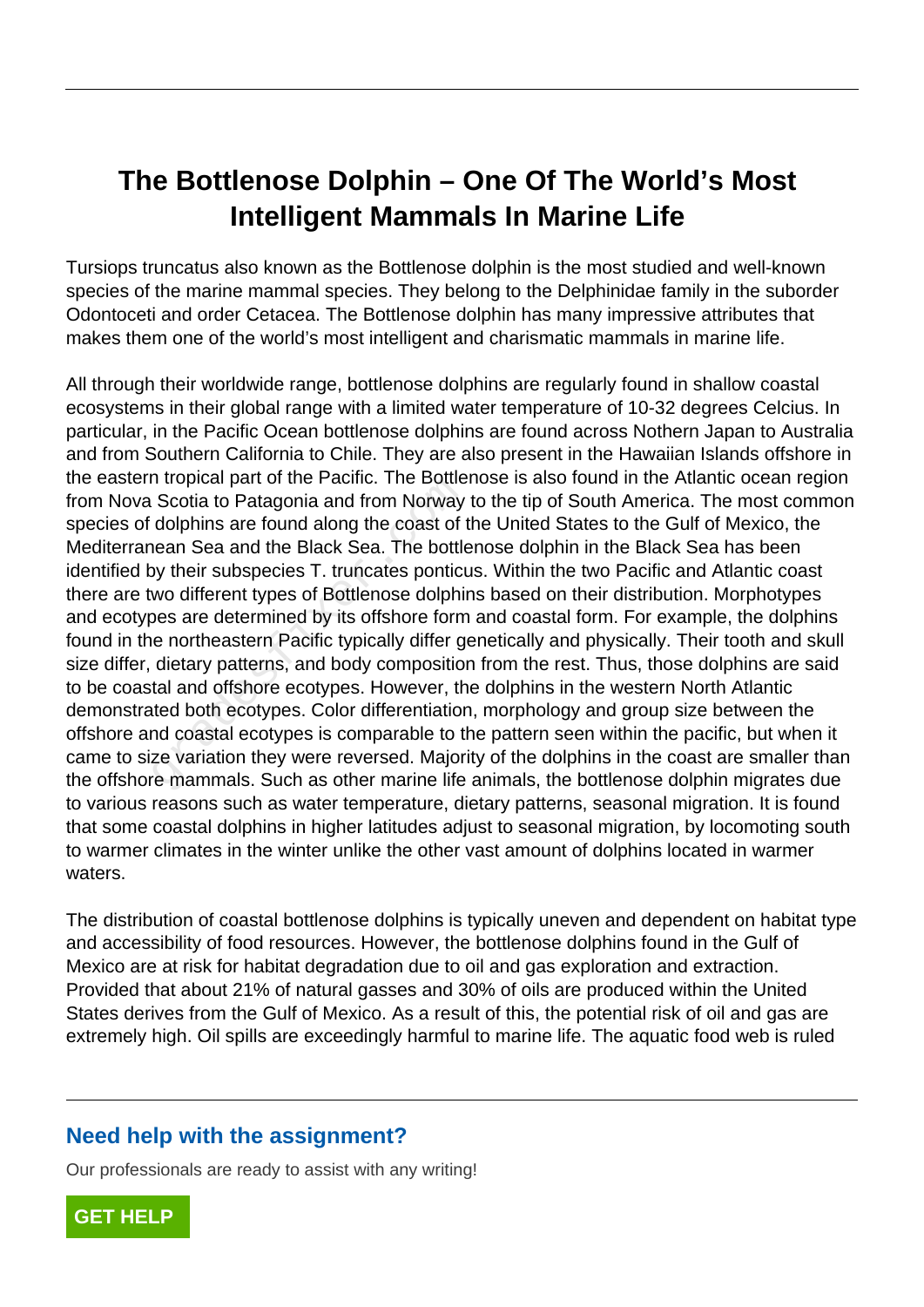# The Bottlenose Dolphin – One Of The World's Most Intelligent Mammals In Marine Life

Tursiops truncatus also known as the Bottlenose dolphin is the most studied and well-known species of the marine mammal species. They belong to the Delphinidae family in the suborder Odontoceti and order Cetacea. The Bottlenose dolphin has many impressive attributes that makes them one of the world's most intelligent and charismatic mammals in marine life.

All through their worldwide range, bottlenose dolphins are regularly found in shallow coastal ecosystems in their global range with a limited water temperature of 10-32 degrees Celcius. In particular, in the Pacific Ocean bottlenose dolphins are found across Nothern Japan to Australia and from Southern California to Chile. They are also present in the Hawaiian Islands offshore in the eastern tropical part of the Pacific. The Bottlenose is also found in the Atlantic ocean region from Nova Scotia to Patagonia and from Norway to the tip of South America. The most common species of dolphins are found along the coast of the United States to the Gulf of Mexico, the Mediterranean Sea and the Black Sea. The bottlenose dolphin in the Black Sea has been identified by their subspecies T. truncates ponticus. Within the two Pacific and Atlantic coast there are two different types of Bottlenose dolphins based on their distribution. Morphotypes and ecotypes are determined by its offshore form and coastal form. For example, the dolphins found in the northeastern Pacific typically differ genetically and physically. Their tooth and skull size differ, dietary patterns, and body composition from the rest. Thus, those dolphins are said to be coastal and offshore ecotypes. However, the dolphins in the western North Atlantic demonstrated both ecotypes. Color differentiation, morphology and group size between the offshore and coastal ecotypes is comparable to the pattern seen within the pacific, but when it came to size variation they were reversed. Majority of the dolphins in the coast are smaller than the offshore mammals. Such as other marine life animals, the bottlenose dolphin migrates due to various reasons such as water temperature, dietary patterns, seasonal migration. It is found that some coastal dolphins in higher latitudes adjust to seasonal migration, by locomoting south to warmer climates in the winter unlike the other vast amount of dolphins located in warmer waters.

The distribution of coastal bottlenose dolphins is typically uneven and dependent on habitat type and accessibility of food resources. However, the bottlenose dolphins found in the Gulf of Mexico are at risk for habitat degradation due to oil and gas exploration and extraction. Provided that about 21% of natural gasses and 30% of oils are produced within the United States derives from the Gulf of Mexico. As a result of this, the potential risk of oil and gas are extremely high. Oil spills are exceedingly harmful to marine life. The aquatic food web is ruled

## Need help with the assignment?

Our professionals are ready to assist with any writing!

GET HELP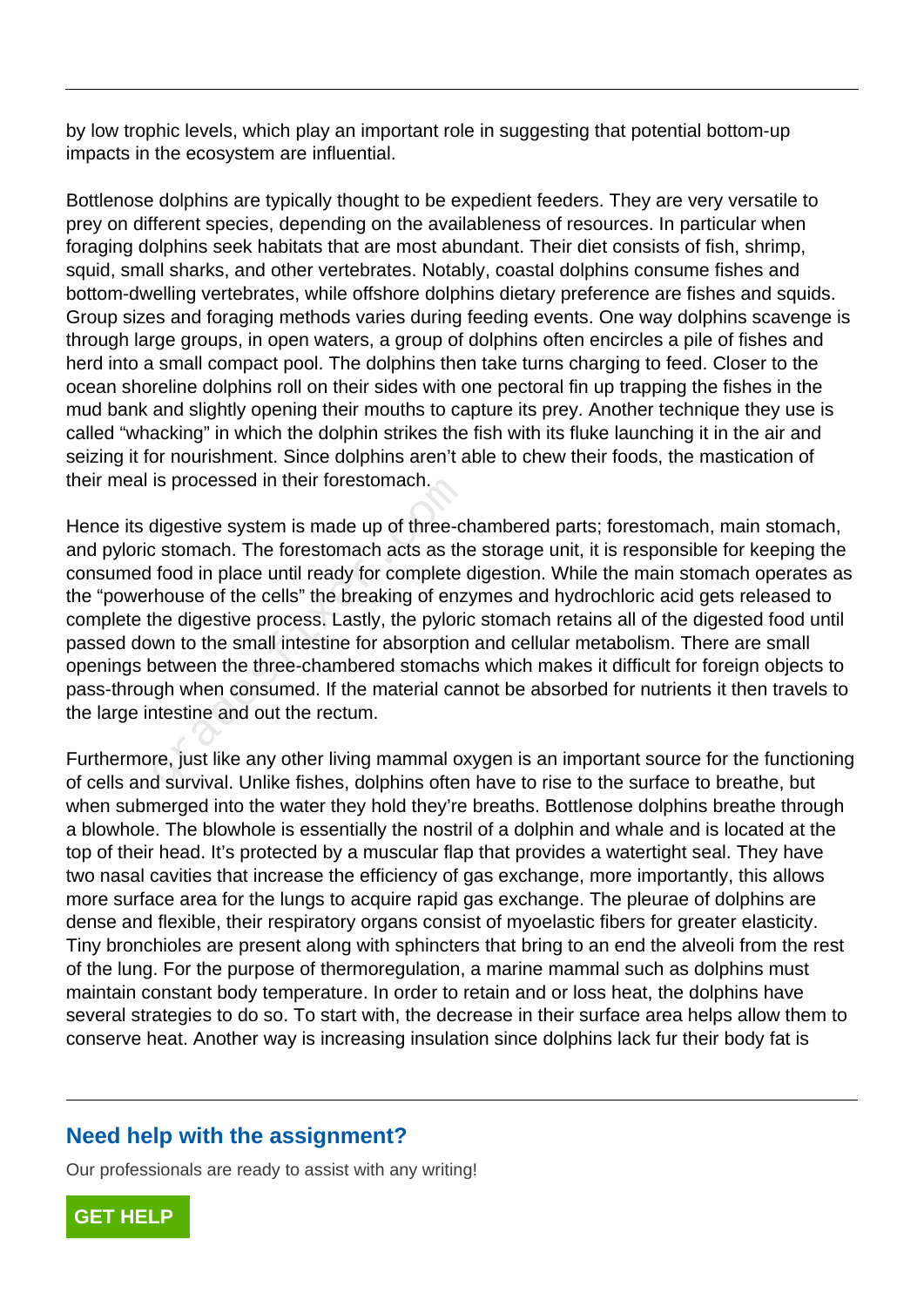by low trophic levels, which play an important role in suggesting that potential bottom-up impacts in the ecosystem are influential.

Bottlenose dolphins are typically thought to be expedient feeders. They are very versatile to prey on different species, depending on the availableness of resources. In particular when foraging dolphins seek habitats that are most abundant. Their diet consists of fish, shrimp, squid, small sharks, and other vertebrates. Notably, coastal dolphins consume fishes and bottom-dwelling vertebrates, while offshore dolphins dietary preference are fishes and squids. Group sizes and foraging methods varies during feeding events. One way dolphins scavenge is through large groups, in open waters, a group of dolphins often encircles a pile of fishes and herd into a small compact pool. The dolphins then take turns charging to feed. Closer to the ocean shoreline dolphins roll on their sides with one pectoral fin up trapping the fishes in the mud bank and slightly opening their mouths to capture its prey. Another technique they use is called "whacking" in which the dolphin strikes the fish with its fluke launching it in the air and seizing it for nourishment. Since dolphins aren't able to chew their foods, the mastication of their meal is processed in their forestomach.

Hence its digestive system is made up of three-chambered parts; forestomach, main stomach, and pyloric stomach. The forestomach acts as the storage unit, it is responsible for keeping the consumed food in place until ready for complete digestion. While the main stomach operates as the "powerhouse of the cells" the breaking of enzymes and hydrochloric acid gets released to complete the digestive process. Lastly, the pyloric stomach retains all of the digested food until passed down to the small intestine for absorption and cellular metabolism. There are small openings between the three-chambered stomachs which makes it difficult for foreign objects to pass-through when consumed. If the material cannot be absorbed for nutrients it then travels to the large intestine and out the rectum.

Furthermore, just like any other living mammal oxygen is an important source for the functioning of cells and survival. Unlike fishes, dolphins often have to rise to the surface to breathe, but when submerged into the water they hold they're breaths. Bottlenose dolphins breathe through a blowhole. The blowhole is essentially the nostril of a dolphin and whale and is located at the top of their head. It's protected by a muscular flap that provides a watertight seal. They have two nasal cavities that increase the efficiency of gas exchange, more importantly, this allows more surface area for the lungs to acquire rapid gas exchange. The pleurae of dolphins are dense and flexible, their respiratory organs consist of myoelastic fibers for greater elasticity. Tiny bronchioles are present along with sphincters that bring to an end the alveoli from the rest of the lung. For the purpose of thermoregulation, a marine mammal such as dolphins must maintain constant body temperature. In order to retain and or loss heat, the dolphins have several strategies to do so. To start with, the decrease in their surface area helps allow them to conserve heat. Another way is increasing insulation since dolphins lack fur their body fat is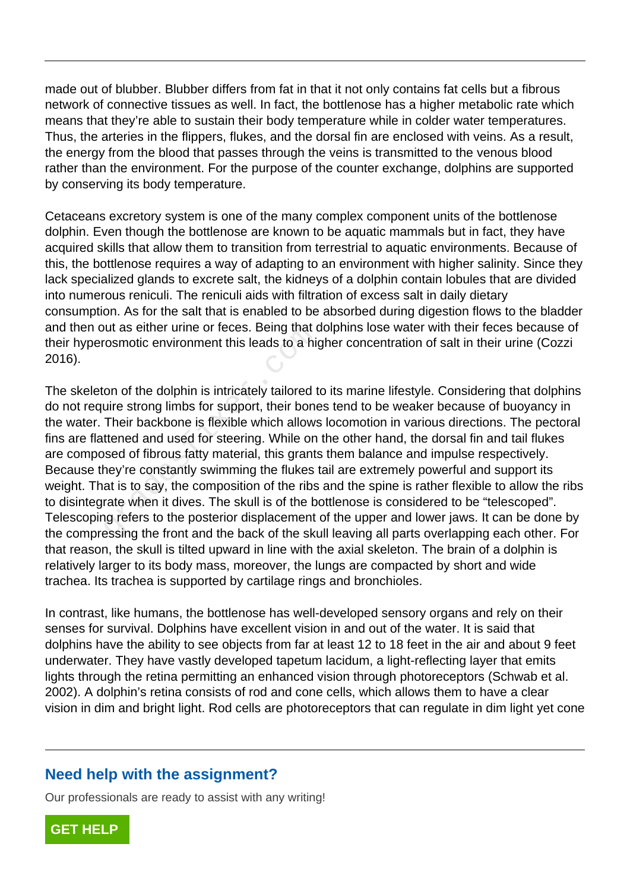made out of blubber. Blubber differs from fat in that it not only contains fat cells but a fibrous network of connective tissues as well. In fact, the bottlenose has a higher metabolic rate which means that they're able to sustain their body temperature while in colder water temperatures. Thus, the arteries in the flippers, flukes, and the dorsal fin are enclosed with veins. As a result, the energy from the blood that passes through the veins is transmitted to the venous blood rather than the environment. For the purpose of the counter exchange, dolphins are supported by conserving its body temperature.

Cetaceans excretory system is one of the many complex component units of the bottlenose dolphin. Even though the bottlenose are known to be aquatic mammals but in fact, they have acquired skills that allow them to transition from terrestrial to aquatic environments. Because of this, the bottlenose requires a way of adapting to an environment with higher salinity. Since they lack specialized glands to excrete salt, the kidneys of a dolphin contain lobules that are divided into numerous reniculi. The reniculi aids with filtration of excess salt in daily dietary consumption. As for the salt that is enabled to be absorbed during digestion flows to the bladder and then out as either urine or feces. Being that dolphins lose water with their feces because of their hyperosmotic environment this leads to a higher concentration of salt in their urine (Cozzi 2016).

The skeleton of the dolphin is intricately tailored to its marine lifestyle. Considering that dolphins do not require strong limbs for support, their bones tend to be weaker because of buoyancy in the water. Their backbone is flexible which allows locomotion in various directions. The pectoral fins are flattened and used for steering. While on the other hand, the dorsal fin and tail flukes are composed of fibrous fatty material, this grants them balance and impulse respectively. Because they're constantly swimming the flukes tail are extremely powerful and support its weight. That is to say, the composition of the ribs and the spine is rather flexible to allow the ribs to disintegrate when it dives. The skull is of the bottlenose is considered to be "telescoped". Telescoping refers to the posterior displacement of the upper and lower jaws. It can be done by the compressing the front and the back of the skull leaving all parts overlapping each other. For that reason, the skull is tilted upward in line with the axial skeleton. The brain of a dolphin is relatively larger to its body mass, moreover, the lungs are compacted by short and wide trachea. Its trachea is supported by cartilage rings and bronchioles.

In contrast, like humans, the bottlenose has well-developed sensory organs and rely on their senses for survival. Dolphins have excellent vision in and out of the water. It is said that dolphins have the ability to see objects from far at least 12 to 18 feet in the air and about 9 feet underwater. They have vastly developed tapetum lacidum, a light-reflecting layer that emits lights through the retina permitting an enhanced vision through photoreceptors (Schwab et al. 2002). A dolphin's retina consists of rod and cone cells, which allows them to have a clear vision in dim and bright light. Rod cells are photoreceptors that can regulate in dim light yet cone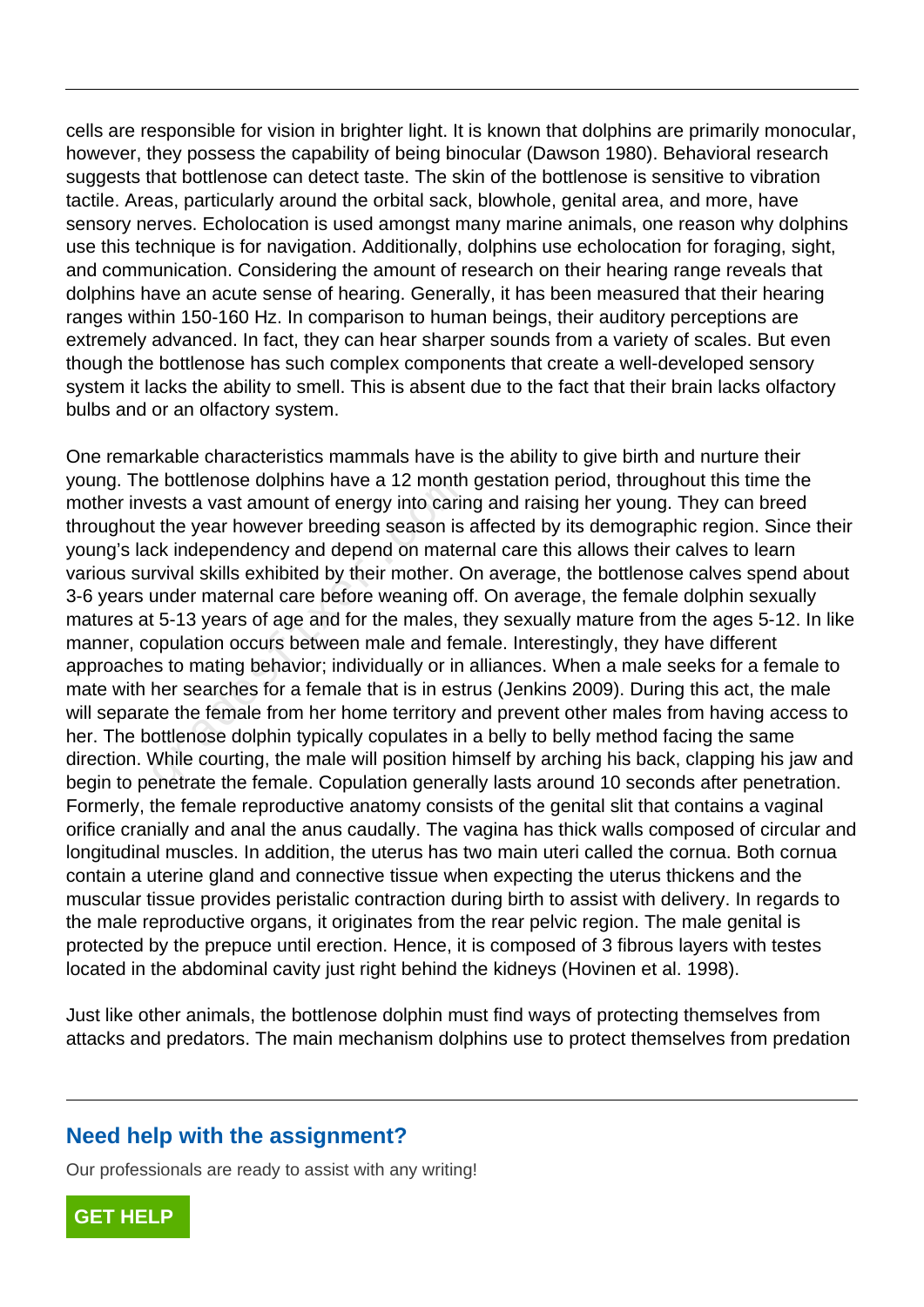cells are responsible for vision in brighter light. It is known that dolphins are primarily monocular, however, they possess the capability of being binocular (Dawson 1980). Behavioral research suggests that bottlenose can detect taste. The skin of the bottlenose is sensitive to vibration tactile. Areas, particularly around the orbital sack, blowhole, genital area, and more, have sensory nerves. Echolocation is used amongst many marine animals, one reason why dolphins use this technique is for navigation. Additionally, dolphins use echolocation for foraging, sight, and communication. Considering the amount of research on their hearing range reveals that dolphins have an acute sense of hearing. Generally, it has been measured that their hearing ranges within 150-160 Hz. In comparison to human beings, their auditory perceptions are extremely advanced. In fact, they can hear sharper sounds from a variety of scales. But even though the bottlenose has such complex components that create a well-developed sensory system it lacks the ability to smell. This is absent due to the fact that their brain lacks olfactory bulbs and or an olfactory system.

One remarkable characteristics mammals have is the ability to give birth and nurture their young. The bottlenose dolphins have a 12 month gestation period, throughout this time the mother invests a vast amount of energy into caring and raising her young. They can breed throughout the year however breeding season is affected by its demographic region. Since their young's lack independency and depend on maternal care this allows their calves to learn various survival skills exhibited by their mother. On average, the bottlenose calves spend about 3-6 years under maternal care before weaning off. On average, the female dolphin sexually matures at 5-13 years of age and for the males, they sexually mature from the ages 5-12. In like manner, copulation occurs between male and female. Interestingly, they have different approaches to mating behavior; individually or in alliances. When a male seeks for a female to mate with her searches for a female that is in estrus (Jenkins 2009). During this act, the male will separate the female from her home territory and prevent other males from having access to her. The bottlenose dolphin typically copulates in a belly to belly method facing the same direction. While courting, the male will position himself by arching his back, clapping his jaw and begin to penetrate the female. Copulation generally lasts around 10 seconds after penetration. Formerly, the female reproductive anatomy consists of the genital slit that contains a vaginal orifice cranially and anal the anus caudally. The vagina has thick walls composed of circular and longitudinal muscles. In addition, the uterus has two main uteri called the cornua. Both cornua contain a uterine gland and connective tissue when expecting the uterus thickens and the muscular tissue provides peristalic contraction during birth to assist with delivery. In regards to the male reproductive organs, it originates from the rear pelvic region. The male genital is protected by the prepuce until erection. Hence, it is composed of 3 fibrous layers with testes located in the abdominal cavity just right behind the kidneys (Hovinen et al. 1998).

Just like other animals, the bottlenose dolphin must find ways of protecting themselves from attacks and predators. The main mechanism dolphins use to protect themselves from predation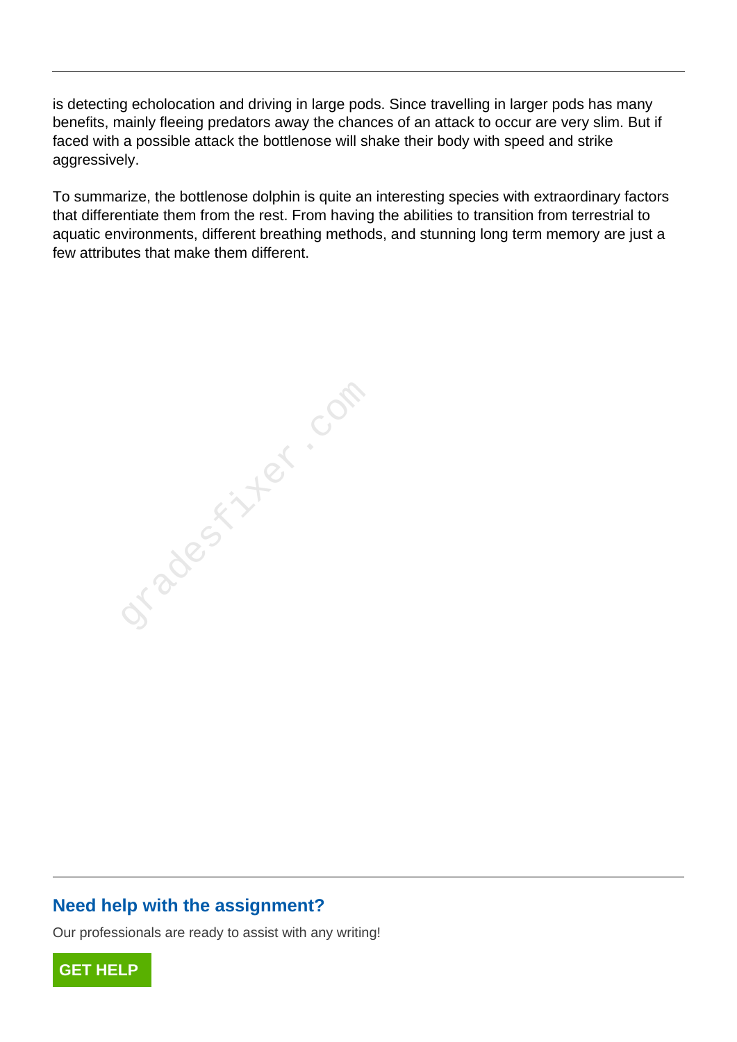is detecting echolocation and driving in large pods. Since travelling in larger pods has many benefits, mainly fleeing predators away the chances of an attack to occur are very slim. But if faced with a possible attack the bottlenose will shake their body with speed and strike aggressively.

To summarize, the bottlenose dolphin is quite an interesting species with extraordinary factors that differentiate them from the rest. From having the abilities to transition from terrestrial to aquatic environments, different breathing methods, and stunning long term memory are just a few attributes that make them different.

## Need help with the assignment?

Our professionals are ready to assist with any writing!

**GET HELP**